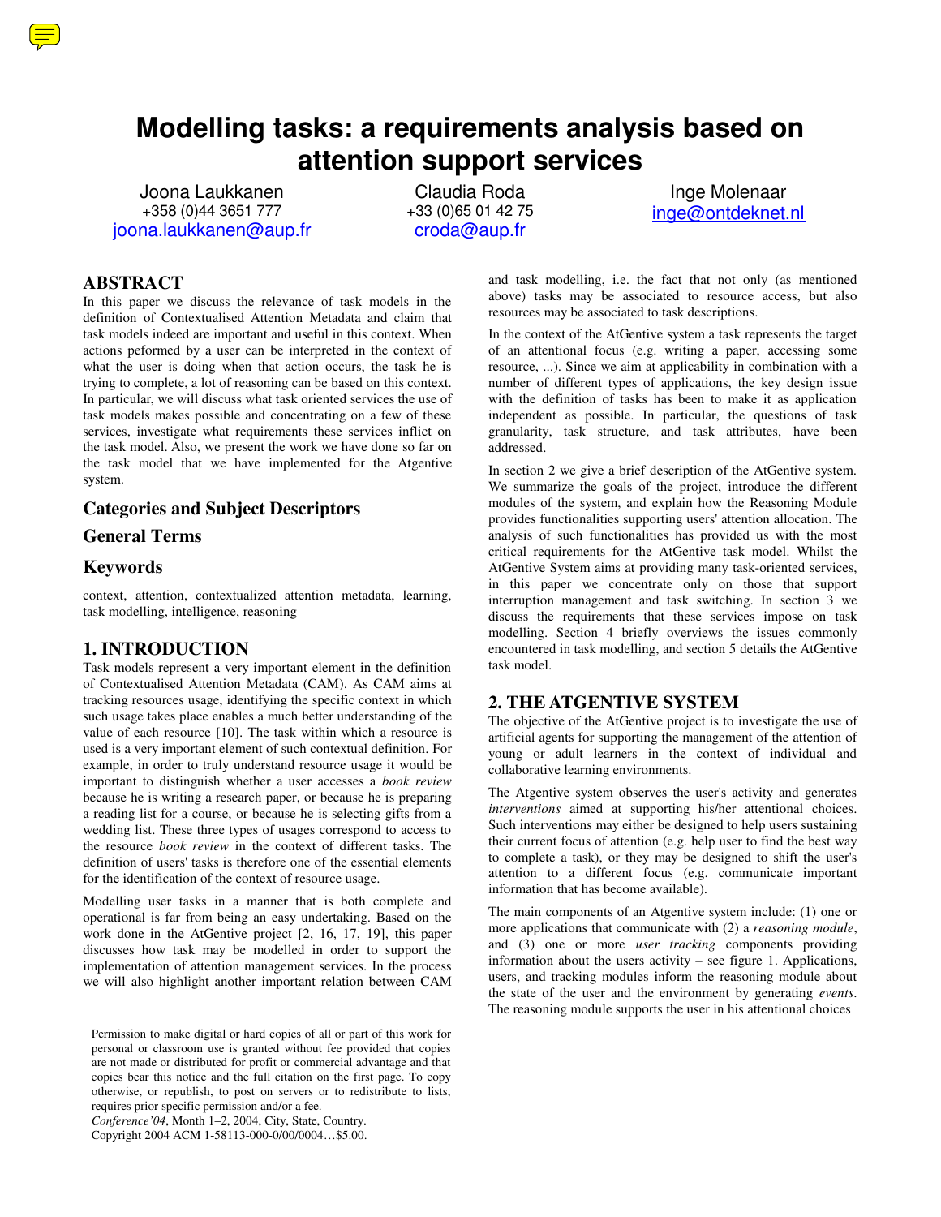# Modelling tasks: a requirements analysis based on attention support services

Joona Laukkanen
+358 (0)44 3651 777
joona.laukkanen@aup.fr

Claudia Roda
+33 (0)65 01 42 75
croda@aup.fr

Inge Molenaar
inge@ontdeknet.nl

## ABSTRACT

In this paper we discuss the relevance of task models in the definition of Contextualised Attention Metadata and claim that task models indeed are important and useful in this context. When actions peformed by a user can be interpreted in the context of what the user is doing when that action occurs, the task he is trying to complete, a lot of reasoning can be based on this context. In particular, we will discuss what task oriented services the use of task models makes possible and concentrating on a few of these services, investigate what requirements these services inflict on the task model. Also, we present the work we have done so far on the task model that we have implemented for the Atgentive system.

## Categories and Subject Descriptors

## General Terms

## Keywords

context, attention, contextualized attention metadata, learning, task modelling, intelligence, reasoning

## 1. INTRODUCTION

Task models represent a very important element in the definition of Contextualised Attention Metadata (CAM). As CAM aims at tracking resources usage, identifying the specific context in which such usage takes place enables a much better understanding of the value of each resource [10]. The task within which a resource is used is a very important element of such contextual definition. For example, in order to truly understand resource usage it would be important to distinguish whether a user accesses a *book review* because he is writing a research paper, or because he is preparing a reading list for a course, or because he is selecting gifts from a wedding list. These three types of usages correspond to access to the resource *book review* in the context of different tasks. The definition of users' tasks is therefore one of the essential elements for the identification of the context of resource usage.

Modelling user tasks in a manner that is both complete and operational is far from being an easy undertaking. Based on the work done in the AtGentive project [2, 16, 17, 19], this paper discusses how task may be modelled in order to support the implementation of attention management services. In the process we will also highlight another important relation between CAM and task modelling, i.e. the fact that not only (as mentioned above) tasks may be associated to resource access, but also resources may be associated to task descriptions.

In the context of the AtGentive system a task represents the target of an attentional focus (e.g. writing a paper, accessing some resource, ...). Since we aim at applicability in combination with a number of different types of applications, the key design issue with the definition of tasks has been to make it as application independent as possible. In particular, the questions of task granularity, task structure, and task attributes, have been addressed.

In section 2 we give a brief description of the AtGentive system. We summarize the goals of the project, introduce the different modules of the system, and explain how the Reasoning Module provides functionalities supporting users' attention allocation. The analysis of such functionalities has provided us with the most critical requirements for the AtGentive task model. Whilst the AtGentive System aims at providing many task-oriented services, in this paper we concentrate only on those that support interruption management and task switching. In section 3 we discuss the requirements that these services impose on task modelling. Section 4 briefly overviews the issues commonly encountered in task modelling, and section 5 details the AtGentive task model.

## 2. THE ATGENTIVE SYSTEM

The objective of the AtGentive project is to investigate the use of artificial agents for supporting the management of the attention of young or adult learners in the context of individual and collaborative learning environments.

The Atgentive system observes the user's activity and generates *interventions* aimed at supporting his/her attentional choices. Such interventions may either be designed to help users sustaining their current focus of attention (e.g. help user to find the best way to complete a task), or they may be designed to shift the user's attention to a different focus (e.g. communicate important information that has become available).

The main components of an Atgentive system include: (1) one or more applications that communicate with (2) a *reasoning module*, and (3) one or more *user tracking* components providing information about the users activity – see figure 1. Applications, users, and tracking modules inform the reasoning module about the state of the user and the environment by generating *events*. The reasoning module supports the user in his attentional choices

Permission to make digital or hard copies of all or part of this work for personal or classroom use is granted without fee provided that copies are not made or distributed for profit or commercial advantage and that copies bear this notice and the full citation on the first page. To copy otherwise, or republish, to post on servers or to redistribute to lists, requires prior specific permission and/or a fee.
*Conference'04*, Month 1–2, 2004, City, State, Country.
Copyright 2004 ACM 1-58113-000-0/00/0004…$5.00.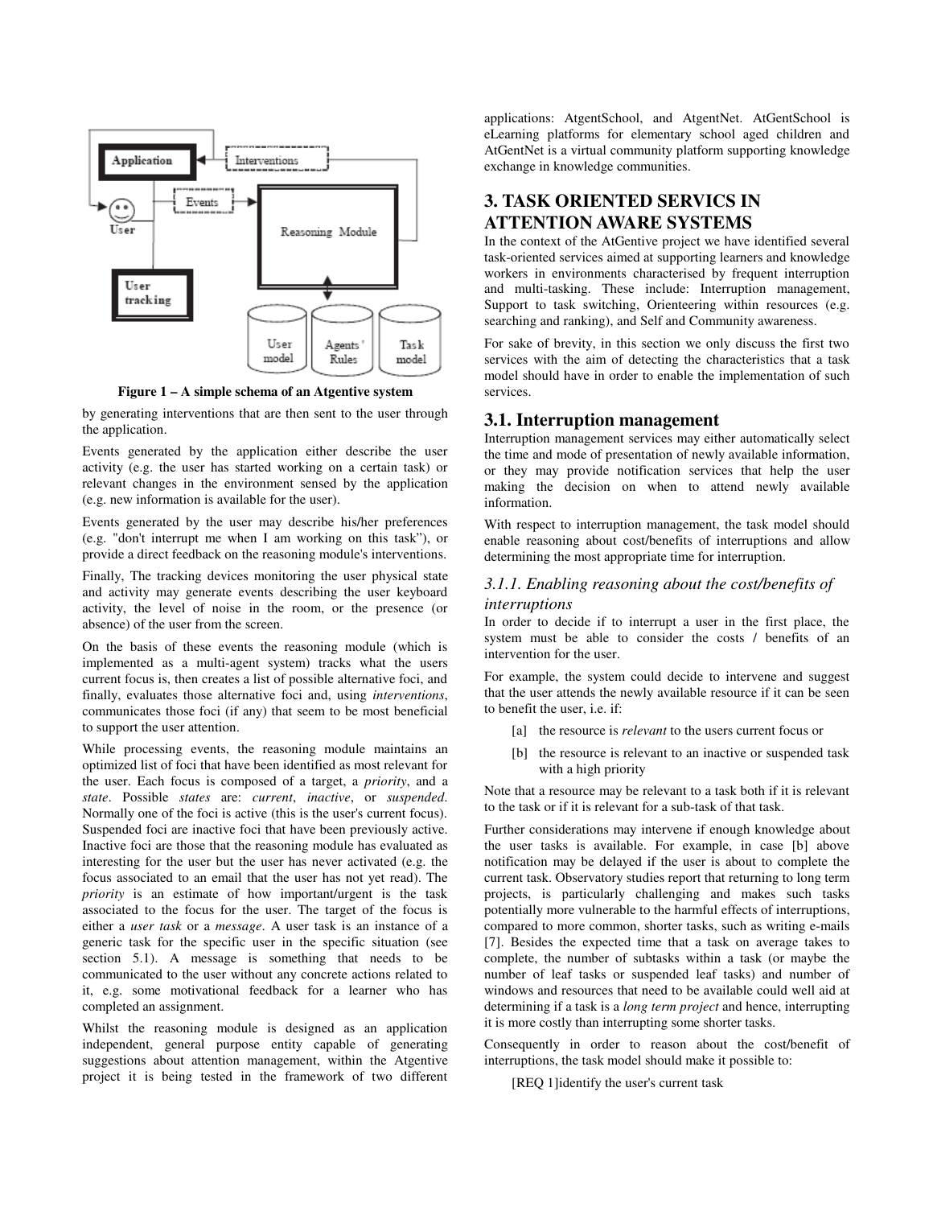Application

Interventions

Events

User

Reasoning Module

User tracking

User model

Agents' Rules

Task model

**Figure 1 – A simple schema of an Atgentive system**

by generating interventions that are then sent to the user through the application.

Events generated by the application either describe the user activity (e.g. the user has started working on a certain task) or relevant changes in the environment sensed by the application (e.g. new information is available for the user).

Events generated by the user may describe his/her preferences (e.g. "don't interrupt me when I am working on this task"), or provide a direct feedback on the reasoning module's interventions.

Finally, The tracking devices monitoring the user physical state and activity may generate events describing the user keyboard activity, the level of noise in the room, or the presence (or absence) of the user from the screen.

On the basis of these events the reasoning module (which is implemented as a multi-agent system) tracks what the users current focus is, then creates a list of possible alternative foci, and finally, evaluates those alternative foci and, using *interventions*, communicates those foci (if any) that seem to be most beneficial to support the user attention.

While processing events, the reasoning module maintains an optimized list of foci that have been identified as most relevant for the user. Each focus is composed of a target, a *priority*, and a *state*. Possible *states* are: *current*, *inactive*, or *suspended*. Normally one of the foci is active (this is the user's current focus). Suspended foci are inactive foci that have been previously active. Inactive foci are those that the reasoning module has evaluated as interesting for the user but the user has never activated (e.g. the focus associated to an email that the user has not yet read). The *priority* is an estimate of how important/urgent is the task associated to the focus for the user. The target of the focus is either a *user task* or a *message*. A user task is an instance of a generic task for the specific user in the specific situation (see section 5.1). A message is something that needs to be communicated to the user without any concrete actions related to it, e.g. some motivational feedback for a learner who has completed an assignment.

Whilst the reasoning module is designed as an application independent, general purpose entity capable of generating suggestions about attention management, within the Atgentive project it is being tested in the framework of two different applications: AtgentSchool, and AtgentNet. AtGentSchool is eLearning platforms for elementary school aged children and AtGentNet is a virtual community platform supporting knowledge exchange in knowledge communities.

# 3. TASK ORIENTED SERVICS IN ATTENTION AWARE SYSTEMS

In the context of the AtGentive project we have identified several task-oriented services aimed at supporting learners and knowledge workers in environments characterised by frequent interruption and multi-tasking. These include: Interruption management, Support to task switching, Orienteering within resources (e.g. searching and ranking), and Self and Community awareness.

For sake of brevity, in this section we only discuss the first two services with the aim of detecting the characteristics that a task model should have in order to enable the implementation of such services.

## 3.1. Interruption management

Interruption management services may either automatically select the time and mode of presentation of newly available information, or they may provide notification services that help the user making the decision on when to attend newly available information.

With respect to interruption management, the task model should enable reasoning about cost/benefits of interruptions and allow determining the most appropriate time for interruption.

### *3.1.1. Enabling reasoning about the cost/benefits of interruptions*

In order to decide if to interrupt a user in the first place, the system must be able to consider the costs / benefits of an intervention for the user.

For example, the system could decide to intervene and suggest that the user attends the newly available resource if it can be seen to benefit the user, i.e. if:

[a] the resource is *relevant* to the users current focus or

[b] the resource is relevant to an inactive or suspended task with a high priority

Note that a resource may be relevant to a task both if it is relevant to the task or if it is relevant for a sub-task of that task.

Further considerations may intervene if enough knowledge about the user tasks is available. For example, in case [b] above notification may be delayed if the user is about to complete the current task. Observatory studies report that returning to long term projects, is particularly challenging and makes such tasks potentially more vulnerable to the harmful effects of interruptions, compared to more common, shorter tasks, such as writing e-mails [7]. Besides the expected time that a task on average takes to complete, the number of subtasks within a task (or maybe the number of leaf tasks or suspended leaf tasks) and number of windows and resources that need to be available could well aid at determining if a task is a *long term project* and hence, interrupting it is more costly than interrupting some shorter tasks.

Consequently in order to reason about the cost/benefit of interruptions, the task model should make it possible to:

[REQ 1]identify the user's current task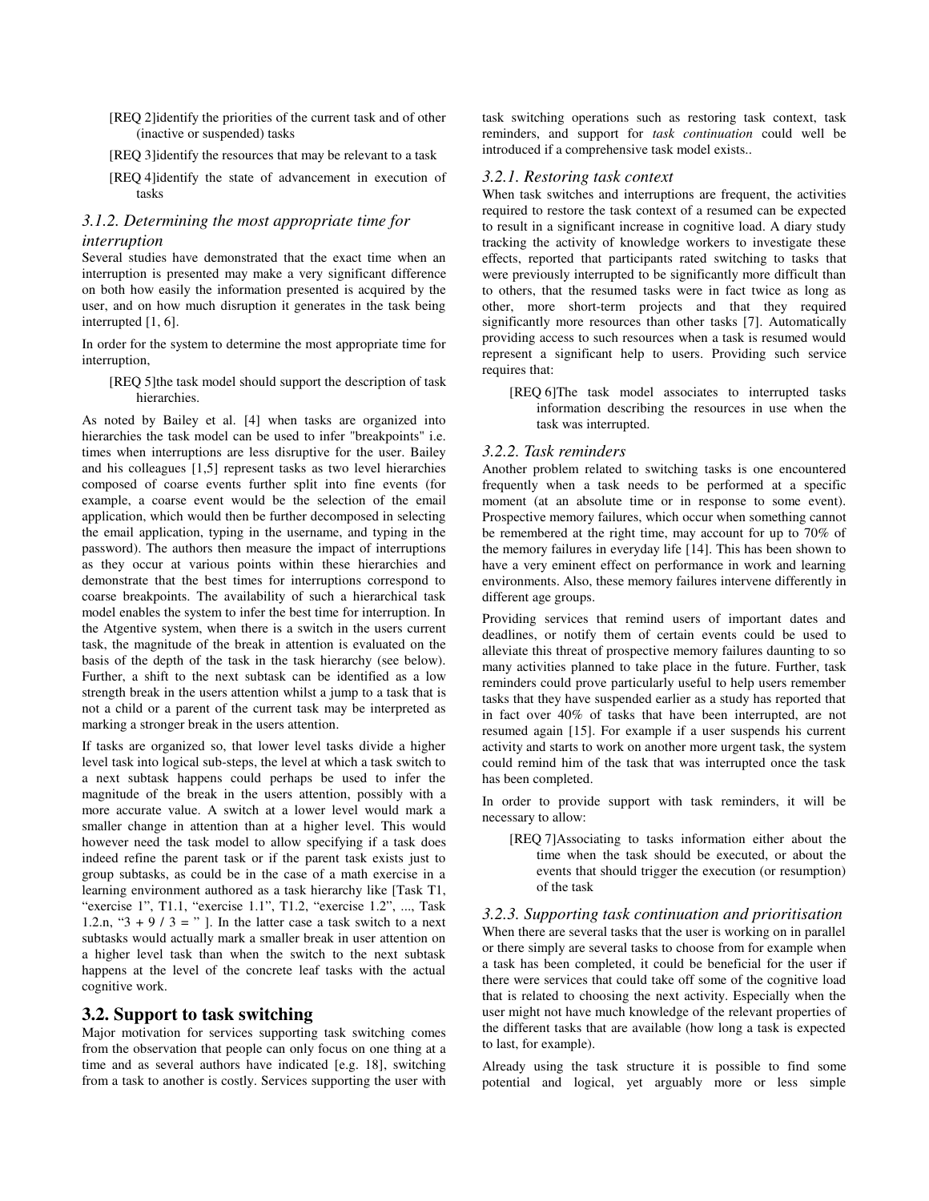[REQ 2]identify the priorities of the current task and of other (inactive or suspended) tasks

[REQ 3]identify the resources that may be relevant to a task

[REQ 4]identify the state of advancement in execution of tasks

### 3.1.2. Determining the most appropriate time for interruption

Several studies have demonstrated that the exact time when an interruption is presented may make a very significant difference on both how easily the information presented is acquired by the user, and on how much disruption it generates in the task being interrupted [1, 6].

In order for the system to determine the most appropriate time for interruption,

[REQ 5]the task model should support the description of task hierarchies.

As noted by Bailey et al. [4] when tasks are organized into hierarchies the task model can be used to infer "breakpoints" i.e. times when interruptions are less disruptive for the user. Bailey and his colleagues [1,5] represent tasks as two level hierarchies composed of coarse events further split into fine events (for example, a coarse event would be the selection of the email application, which would then be further decomposed in selecting the email application, typing in the username, and typing in the password). The authors then measure the impact of interruptions as they occur at various points within these hierarchies and demonstrate that the best times for interruptions correspond to coarse breakpoints. The availability of such a hierarchical task model enables the system to infer the best time for interruption. In the Atgentive system, when there is a switch in the users current task, the magnitude of the break in attention is evaluated on the basis of the depth of the task in the task hierarchy (see below). Further, a shift to the next subtask can be identified as a low strength break in the users attention whilst a jump to a task that is not a child or a parent of the current task may be interpreted as marking a stronger break in the users attention.

If tasks are organized so, that lower level tasks divide a higher level task into logical sub-steps, the level at which a task switch to a next subtask happens could perhaps be used to infer the magnitude of the break in the users attention, possibly with a more accurate value. A switch at a lower level would mark a smaller change in attention than at a higher level. This would however need the task model to allow specifying if a task does indeed refine the parent task or if the parent task exists just to group subtasks, as could be in the case of a math exercise in a learning environment authored as a task hierarchy like [Task T1, "exercise 1", T1.1, "exercise 1.1", T1.2, "exercise 1.2", ..., Task 1.2.n, "3 + 9 / 3 = " ]. In the latter case a task switch to a next subtasks would actually mark a smaller break in user attention on a higher level task than when the switch to the next subtask happens at the level of the concrete leaf tasks with the actual cognitive work.

## 3.2. Support to task switching

Major motivation for services supporting task switching comes from the observation that people can only focus on one thing at a time and as several authors have indicated [e.g. 18], switching from a task to another is costly. Services supporting the user with task switching operations such as restoring task context, task reminders, and support for *task continuation* could well be introduced if a comprehensive task model exists..

### 3.2.1. Restoring task context

When task switches and interruptions are frequent, the activities required to restore the task context of a resumed can be expected to result in a significant increase in cognitive load. A diary study tracking the activity of knowledge workers to investigate these effects, reported that participants rated switching to tasks that were previously interrupted to be significantly more difficult than to others, that the resumed tasks were in fact twice as long as other, more short-term projects and that they required significantly more resources than other tasks [7]. Automatically providing access to such resources when a task is resumed would represent a significant help to users. Providing such service requires that:

[REQ 6]The task model associates to interrupted tasks information describing the resources in use when the task was interrupted.

### 3.2.2. Task reminders

Another problem related to switching tasks is one encountered frequently when a task needs to be performed at a specific moment (at an absolute time or in response to some event). Prospective memory failures, which occur when something cannot be remembered at the right time, may account for up to 70% of the memory failures in everyday life [14]. This has been shown to have a very eminent effect on performance in work and learning environments. Also, these memory failures intervene differently in different age groups.

Providing services that remind users of important dates and deadlines, or notify them of certain events could be used to alleviate this threat of prospective memory failures daunting to so many activities planned to take place in the future. Further, task reminders could prove particularly useful to help users remember tasks that they have suspended earlier as a study has reported that in fact over 40% of tasks that have been interrupted, are not resumed again [15]. For example if a user suspends his current activity and starts to work on another more urgent task, the system could remind him of the task that was interrupted once the task has been completed.

In order to provide support with task reminders, it will be necessary to allow:

[REQ 7]Associating to tasks information either about the time when the task should be executed, or about the events that should trigger the execution (or resumption) of the task

### 3.2.3. Supporting task continuation and prioritisation

When there are several tasks that the user is working on in parallel or there simply are several tasks to choose from for example when a task has been completed, it could be beneficial for the user if there were services that could take off some of the cognitive load that is related to choosing the next activity. Especially when the user might not have much knowledge of the relevant properties of the different tasks that are available (how long a task is expected to last, for example).

Already using the task structure it is possible to find some potential and logical, yet arguably more or less simple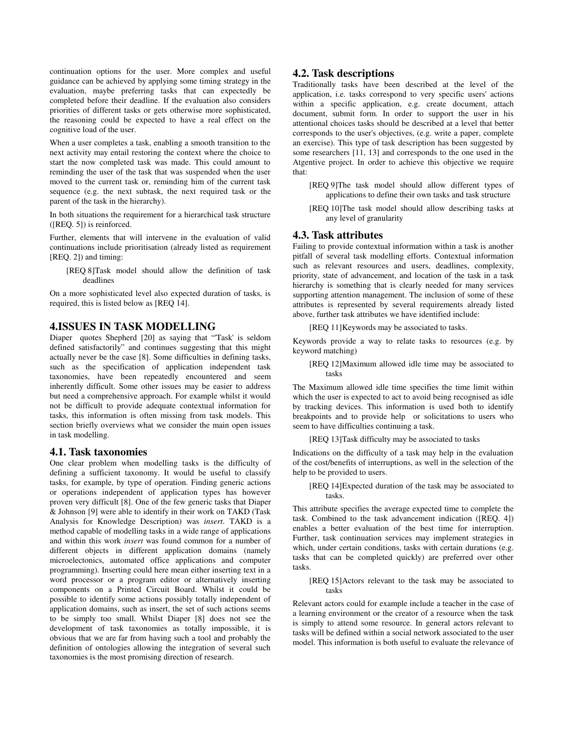continuation options for the user. More complex and useful guidance can be achieved by applying some timing strategy in the evaluation, maybe preferring tasks that can expectedly be completed before their deadline. If the evaluation also considers priorities of different tasks or gets otherwise more sophisticated, the reasoning could be expected to have a real effect on the cognitive load of the user.

When a user completes a task, enabling a smooth transition to the next activity may entail restoring the context where the choice to start the now completed task was made. This could amount to reminding the user of the task that was suspended when the user moved to the current task or, reminding him of the current task sequence (e.g. the next subtask, the next required task or the parent of the task in the hierarchy).

In both situations the requirement for a hierarchical task structure ([REQ. 5]) is reinforced.

Further, elements that will intervene in the evaluation of valid continuations include prioritisation (already listed as requirement [REQ. 2]) and timing:

> [REQ 8]Task model should allow the definition of task deadlines

On a more sophisticated level also expected duration of tasks, is required, this is listed below as [REQ 14].

## 4.ISSUES IN TASK MODELLING

Diaper quotes Shepherd [20] as saying that "'Task' is seldom defined satisfactorily" and continues suggesting that this might actually never be the case [8]. Some difficulties in defining tasks, such as the specification of application independent task taxonomies, have been repeatedly encountered and seem inherently difficult. Some other issues may be easier to address but need a comprehensive approach. For example whilst it would not be difficult to provide adequate contextual information for tasks, this information is often missing from task models. This section briefly overviews what we consider the main open issues in task modelling.

### 4.1. Task taxonomies

One clear problem when modelling tasks is the difficulty of defining a sufficient taxonomy. It would be useful to classify tasks, for example, by type of operation. Finding generic actions or operations independent of application types has however proven very difficult [8]. One of the few generic tasks that Diaper & Johnson [9] were able to identify in their work on TAKD (Task Analysis for Knowledge Description) was *insert*. TAKD is a method capable of modelling tasks in a wide range of applications and within this work *insert* was found common for a number of different objects in different application domains (namely microelectonics, automated office applications and computer programming). Inserting could here mean either inserting text in a word processor or a program editor or alternatively inserting components on a Printed Circuit Board. Whilst it could be possible to identify some actions possibly totally independent of application domains, such as insert, the set of such actions seems to be simply too small. Whilst Diaper [8] does not see the development of task taxonomies as totally impossible, it is obvious that we are far from having such a tool and probably the definition of ontologies allowing the integration of several such taxonomies is the most promising direction of research.

### 4.2. Task descriptions

Traditionally tasks have been described at the level of the application, i.e. tasks correspond to very specific users' actions within a specific application, e.g. create document, attach document, submit form. In order to support the user in his attentional choices tasks should be described at a level that better corresponds to the user's objectives, (e.g. write a paper, complete an exercise). This type of task description has been suggested by some researchers [11, 13] and corresponds to the one used in the Atgentive project. In order to achieve this objective we require that:

> [REQ 9]The task model should allow different types of applications to define their own tasks and task structure

> [REQ 10]The task model should allow describing tasks at any level of granularity

### 4.3. Task attributes

Failing to provide contextual information within a task is another pitfall of several task modelling efforts. Contextual information such as relevant resources and users, deadlines, complexity, priority, state of advancement, and location of the task in a task hierarchy is something that is clearly needed for many services supporting attention management. The inclusion of some of these attributes is represented by several requirements already listed above, further task attributes we have identified include:

> [REQ 11]Keywords may be associated to tasks.

Keywords provide a way to relate tasks to resources (e.g. by keyword matching)

> [REQ 12]Maximum allowed idle time may be associated to tasks

The Maximum allowed idle time specifies the time limit within which the user is expected to act to avoid being recognised as idle by tracking devices. This information is used both to identify breakpoints and to provide help or solicitations to users who seem to have difficulties continuing a task.

> [REQ 13]Task difficulty may be associated to tasks

Indications on the difficulty of a task may help in the evaluation of the cost/benefits of interruptions, as well in the selection of the help to be provided to users.

> [REQ 14]Expected duration of the task may be associated to tasks.

This attribute specifies the average expected time to complete the task. Combined to the task advancement indication ([REQ. 4]) enables a better evaluation of the best time for interruption. Further, task continuation services may implement strategies in which, under certain conditions, tasks with certain durations (e.g. tasks that can be completed quickly) are preferred over other tasks.

> [REQ 15]Actors relevant to the task may be associated to tasks

Relevant actors could for example include a teacher in the case of a learning environment or the creator of a resource when the task is simply to attend some resource. In general actors relevant to tasks will be defined within a social network associated to the user model. This information is both useful to evaluate the relevance of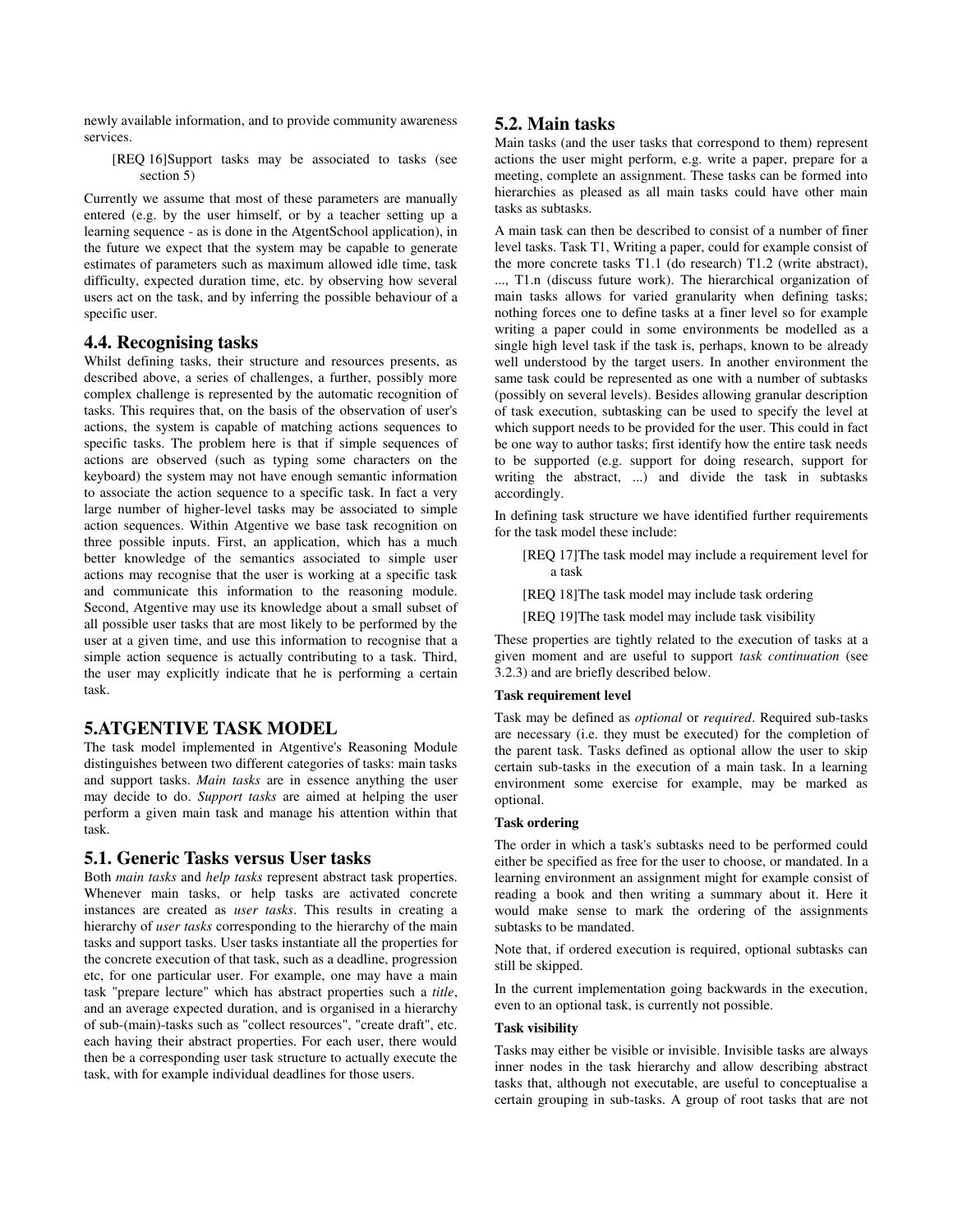newly available information, and to provide community awareness services.

[REQ 16]Support tasks may be associated to tasks (see section 5)

Currently we assume that most of these parameters are manually entered (e.g. by the user himself, or by a teacher setting up a learning sequence - as is done in the AtgentSchool application), in the future we expect that the system may be capable to generate estimates of parameters such as maximum allowed idle time, task difficulty, expected duration time, etc. by observing how several users act on the task, and by inferring the possible behaviour of a specific user.

## 4.4. Recognising tasks

Whilst defining tasks, their structure and resources presents, as described above, a series of challenges, a further, possibly more complex challenge is represented by the automatic recognition of tasks. This requires that, on the basis of the observation of user's actions, the system is capable of matching actions sequences to specific tasks. The problem here is that if simple sequences of actions are observed (such as typing some characters on the keyboard) the system may not have enough semantic information to associate the action sequence to a specific task. In fact a very large number of higher-level tasks may be associated to simple action sequences. Within Atgentive we base task recognition on three possible inputs. First, an application, which has a much better knowledge of the semantics associated to simple user actions may recognise that the user is working at a specific task and communicate this information to the reasoning module. Second, Atgentive may use its knowledge about a small subset of all possible user tasks that are most likely to be performed by the user at a given time, and use this information to recognise that a simple action sequence is actually contributing to a task. Third, the user may explicitly indicate that he is performing a certain task.

# 5.ATGENTIVE TASK MODEL

The task model implemented in Atgentive's Reasoning Module distinguishes between two different categories of tasks: main tasks and support tasks. *Main tasks* are in essence anything the user may decide to do. *Support tasks* are aimed at helping the user perform a given main task and manage his attention within that task.

## 5.1. Generic Tasks versus User tasks

Both *main tasks* and *help tasks* represent abstract task properties. Whenever main tasks, or help tasks are activated concrete instances are created as *user tasks*. This results in creating a hierarchy of *user tasks* corresponding to the hierarchy of the main tasks and support tasks. User tasks instantiate all the properties for the concrete execution of that task, such as a deadline, progression etc, for one particular user. For example, one may have a main task "prepare lecture" which has abstract properties such a *title*, and an average expected duration, and is organised in a hierarchy of sub-(main)-tasks such as "collect resources", "create draft", etc. each having their abstract properties. For each user, there would then be a corresponding user task structure to actually execute the task, with for example individual deadlines for those users.

## 5.2. Main tasks

Main tasks (and the user tasks that correspond to them) represent actions the user might perform, e.g. write a paper, prepare for a meeting, complete an assignment. These tasks can be formed into hierarchies as pleased as all main tasks could have other main tasks as subtasks.

A main task can then be described to consist of a number of finer level tasks. Task T1, Writing a paper, could for example consist of the more concrete tasks T1.1 (do research) T1.2 (write abstract), ..., T1.n (discuss future work). The hierarchical organization of main tasks allows for varied granularity when defining tasks; nothing forces one to define tasks at a finer level so for example writing a paper could in some environments be modelled as a single high level task if the task is, perhaps, known to be already well understood by the target users. In another environment the same task could be represented as one with a number of subtasks (possibly on several levels). Besides allowing granular description of task execution, subtasking can be used to specify the level at which support needs to be provided for the user. This could in fact be one way to author tasks; first identify how the entire task needs to be supported (e.g. support for doing research, support for writing the abstract, ...) and divide the task in subtasks accordingly.

In defining task structure we have identified further requirements for the task model these include:

[REQ 17]The task model may include a requirement level for a task

[REQ 18]The task model may include task ordering

[REQ 19]The task model may include task visibility

These properties are tightly related to the execution of tasks at a given moment and are useful to support *task continuation* (see 3.2.3) and are briefly described below.

**Task requirement level**

Task may be defined as *optional* or *required*. Required sub-tasks are necessary (i.e. they must be executed) for the completion of the parent task. Tasks defined as optional allow the user to skip certain sub-tasks in the execution of a main task. In a learning environment some exercise for example, may be marked as optional.

**Task ordering**

The order in which a task's subtasks need to be performed could either be specified as free for the user to choose, or mandated. In a learning environment an assignment might for example consist of reading a book and then writing a summary about it. Here it would make sense to mark the ordering of the assignments subtasks to be mandated.

Note that, if ordered execution is required, optional subtasks can still be skipped.

In the current implementation going backwards in the execution, even to an optional task, is currently not possible.

**Task visibility**

Tasks may either be visible or invisible. Invisible tasks are always inner nodes in the task hierarchy and allow describing abstract tasks that, although not executable, are useful to conceptualise a certain grouping in sub-tasks. A group of root tasks that are not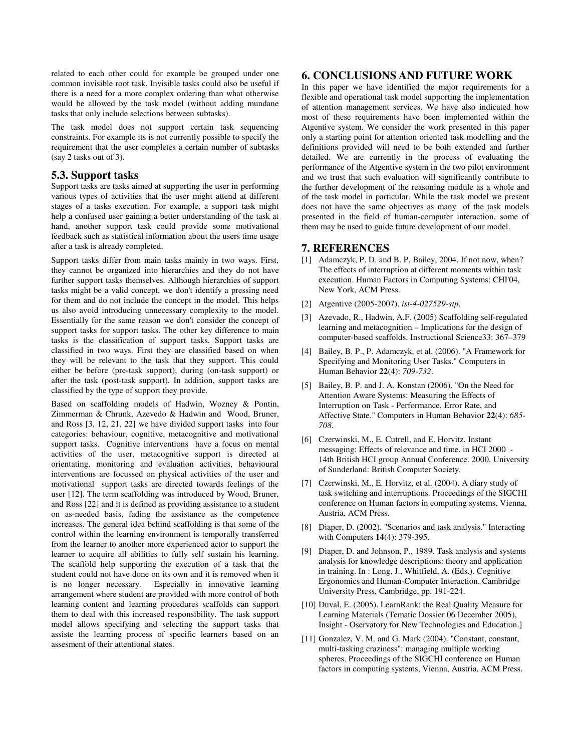related to each other could for example be grouped under one common invisible root task. Invisible tasks could also be useful if there is a need for a more complex ordering than what otherwise would be allowed by the task model (without adding mundane tasks that only include selections between subtasks).

The task model does not support certain task sequencing constraints. For example its is not currently possible to specify the requirement that the user completes a certain number of subtasks (say 2 tasks out of 3).

## 5.3. Support tasks

Support tasks are tasks aimed at supporting the user in performing various types of activities that the user might attend at different stages of a tasks execution. For example, a support task might help a confused user gaining a better understanding of the task at hand, another support task could provide some motivational feedback such as statistical information about the users time usage after a task is already completed.

Support tasks differ from main tasks mainly in two ways. First, they cannot be organized into hierarchies and they do not have further support tasks themselves. Although hierarchies of support tasks might be a valid concept, we don't identify a pressing need for them and do not include the concept in the model. This helps us also avoid introducing unnecessary complexity to the model. Essentially for the same reason we don't consider the concept of support tasks for support tasks. The other key difference to main tasks is the classification of support tasks. Support tasks are classified in two ways. First they are classified based on when they will be relevant to the task that they support. This could either be before (pre-task support), during (on-task support) or after the task (post-task support). In addition, support tasks are classified by the type of support they provide.

Based on scaffolding models of Hadwin, Wozney & Pontin, Zimmerman & Chrunk, Azevedo & Hadwin and Wood, Bruner, and Ross [3, 12, 21, 22] we have divided support tasks into four categories: behaviour, cognitive, metacognitive and motivational support tasks. Cognitive interventions have a focus on mental activities of the user, metacognitive support is directed at orientating, monitoring and evaluation activities, behavioural interventions are focussed on physical activities of the user and motivational support tasks are directed towards feelings of the user [12]. The term scaffolding was introduced by Wood, Bruner, and Ross [22] and it is defined as providing assistance to a student on as-needed basis, fading the assistance as the competence increases. The general idea behind scaffolding is that some of the control within the learning environment is temporally transferred from the learner to another more experienced actor to support the learner to acquire all abilities to fully self sustain his learning. The scaffold help supporting the execution of a task that the student could not have done on its own and it is removed when it is no longer necessary. Especially in innovative learning arrangement where student are provided with more control of both learning content and learning procedures scaffolds can support them to deal with this increased responsibility. The task support model allows specifying and selecting the support tasks that assiste the learning process of specific learners based on an assesment of their attentional states.

# 6. CONCLUSIONS AND FUTURE WORK

In this paper we have identified the major requirements for a flexible and operational task model supporting the implementation of attention management services. We have also indicated how most of these requirements have been implemented within the Atgentive system. We consider the work presented in this paper only a starting point for attention oriented task modelling and the definitions provided will need to be both extended and further detailed. We are currently in the process of evaluating the performance of the Atgentive system in the two pilot environment and we trust that such evaluation will significantly contribute to the further development of the reasoning module as a whole and of the task model in particular. While the task model we present does not have the same objectives as many of the task models presented in the field of human-computer interaction, some of them may be used to guide future development of our model.

# 7. REFERENCES

[1] Adamczyk, P. D. and B. P. Bailey, 2004. If not now, when? The effects of interruption at different moments within task execution. Human Factors in Computing Systems: CHI'04, New York, ACM Press.

[2] Atgentive (2005-2007). *ist-4-027529-stp*.

[3] Azevado, R., Hadwin, A.F. (2005) Scaffolding self-regulated learning and metacognition – Implications for the design of computer-based scaffolds. Instructional Science33: 367–379

[4] Bailey, B. P., P. Adamczyk, et al. (2006). "A Framework for Specifying and Monitoring User Tasks." Computers in Human Behavior **22**(4): *709-732*.

[5] Bailey, B. P. and J. A. Konstan (2006). "On the Need for Attention Aware Systems: Measuring the Effects of Interruption on Task - Performance, Error Rate, and Affective State." Computers in Human Behavior **22**(4): *685-708*.

[6] Czerwinski, M., E. Cutrell, and E. Horvitz. Instant messaging: Effects of relevance and time. in HCI 2000 - 14th British HCI group Annual Conference. 2000. University of Sunderland: British Computer Society.

[7] Czerwinski, M., E. Horvitz, et al. (2004). A diary study of task switching and interruptions. Proceedings of the SIGCHI conference on Human factors in computing systems, Vienna, Austria, ACM Press.

[8] Diaper, D. (2002). "Scenarios and task analysis." Interacting with Computers **14**(4): 379-395.

[9] Diaper, D. and Johnson, P., 1989. Task analysis and systems analysis for knowledge descriptions: theory and application in training. In : Long, J., Whitfield, A. (Eds.). Cognitive Ergonomics and Human-Computer Interaction. Cambridge University Press, Cambridge, pp. 191-224.

[10] Duval, E. (2005). LearnRank: the Real Quality Measure for Learning Materials (Tematic Dossier 06 December 2005), Insight - Oservatory for New Technologies and Education.]

[11] Gonzalez, V. M. and G. Mark (2004). "Constant, constant, multi-tasking craziness": managing multiple working spheres. Proceedings of the SIGCHI conference on Human factors in computing systems, Vienna, Austria, ACM Press.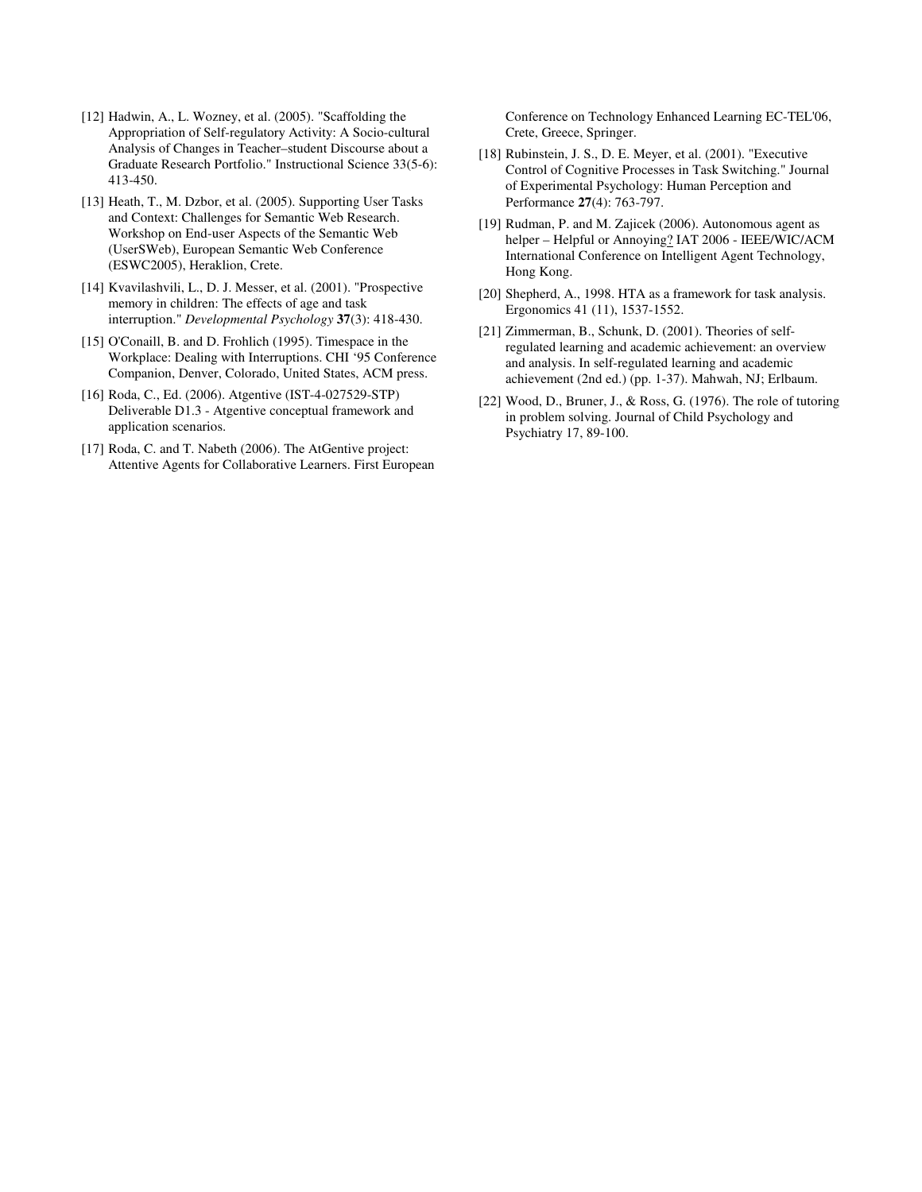[12] Hadwin, A., L. Wozney, et al. (2005). "Scaffolding the Appropriation of Self-regulatory Activity: A Socio-cultural Analysis of Changes in Teacher–student Discourse about a Graduate Research Portfolio." Instructional Science 33(5-6): 413-450.

[13] Heath, T., M. Dzbor, et al. (2005). Supporting User Tasks and Context: Challenges for Semantic Web Research. Workshop on End-user Aspects of the Semantic Web (UserSWeb), European Semantic Web Conference (ESWC2005), Heraklion, Crete.

[14] Kvavilashvili, L., D. J. Messer, et al. (2001). "Prospective memory in children: The effects of age and task interruption." *Developmental Psychology* **37**(3): 418-430.

[15] O'Conaill, B. and D. Frohlich (1995). Timespace in the Workplace: Dealing with Interruptions. CHI '95 Conference Companion, Denver, Colorado, United States, ACM press.

[16] Roda, C., Ed. (2006). Atgentive (IST-4-027529-STP) Deliverable D1.3 - Atgentive conceptual framework and application scenarios.

[17] Roda, C. and T. Nabeth (2006). The AtGentive project: Attentive Agents for Collaborative Learners. First European Conference on Technology Enhanced Learning EC-TEL'06, Crete, Greece, Springer.

[18] Rubinstein, J. S., D. E. Meyer, et al. (2001). "Executive Control of Cognitive Processes in Task Switching." Journal of Experimental Psychology: Human Perception and Performance **27**(4): 763-797.

[19] Rudman, P. and M. Zajicek (2006). Autonomous agent as helper – Helpful or Annoying? IAT 2006 - IEEE/WIC/ACM International Conference on Intelligent Agent Technology, Hong Kong.

[20] Shepherd, A., 1998. HTA as a framework for task analysis. Ergonomics 41 (11), 1537-1552.

[21] Zimmerman, B., Schunk, D. (2001). Theories of self-regulated learning and academic achievement: an overview and analysis. In self-regulated learning and academic achievement (2nd ed.) (pp. 1-37). Mahwah, NJ; Erlbaum.

[22] Wood, D., Bruner, J., & Ross, G. (1976). The role of tutoring in problem solving. Journal of Child Psychology and Psychiatry 17, 89-100.